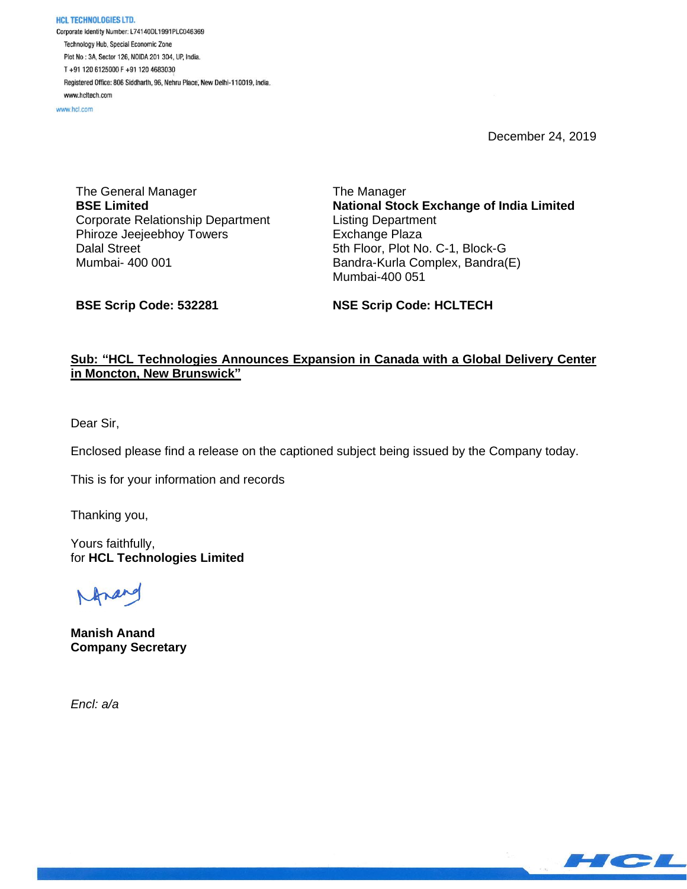**HCL TECHNOLOGIES LTD.**
Corporate Identity Number: L74140DL1991PLC046369
Technology Hub, Special Economic Zone
Plot No : 3A, Sector 126, NOIDA 201 304, UP, India.
T +91 120 6125000 F +91 120 4683030
Registered Office: 806 Siddharth, 96, Nehru Place, New Delhi-110019, India.
www.hcltech.com
www.hcl.com

December 24, 2019

The General Manager
**BSE Limited**
Corporate Relationship Department
Phiroze Jeejeebhoy Towers
Dalal Street
Mumbai- 400 001

**BSE Scrip Code: 532281**

The Manager
**National Stock Exchange of India Limited**
Listing Department
Exchange Plaza
5th Floor, Plot No. C-1, Block-G
Bandra-Kurla Complex, Bandra(E)
Mumbai-400 051

**NSE Scrip Code: HCLTECH**

**Sub: "HCL Technologies Announces Expansion in Canada with a Global Delivery Center in Moncton, New Brunswick"**

Dear Sir,

Enclosed please find a release on the captioned subject being issued by the Company today.

This is for your information and records

Thanking you,

Yours faithfully,
for **HCL Technologies Limited**

**Manish Anand**
**Company Secretary**

*Encl: a/a*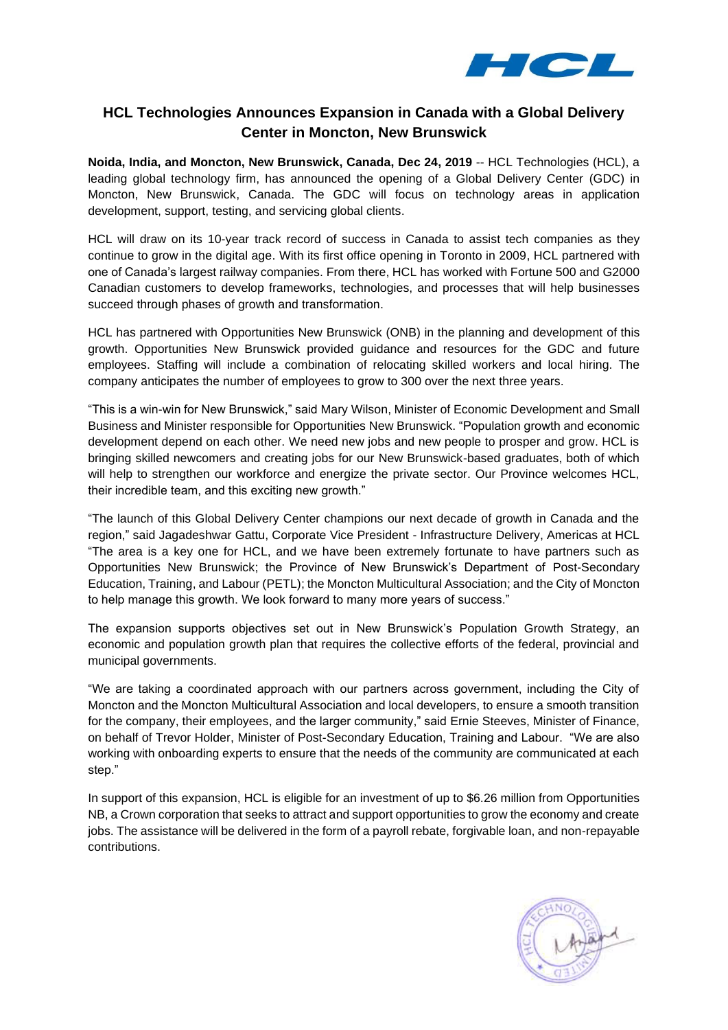## HCL Technologies Announces Expansion in Canada with a Global Delivery Center in Moncton, New Brunswick

**Noida, India, and Moncton, New Brunswick, Canada, Dec 24, 2019** -- HCL Technologies (HCL), a leading global technology firm, has announced the opening of a Global Delivery Center (GDC) in Moncton, New Brunswick, Canada. The GDC will focus on technology areas in application development, support, testing, and servicing global clients.

HCL will draw on its 10-year track record of success in Canada to assist tech companies as they continue to grow in the digital age. With its first office opening in Toronto in 2009, HCL partnered with one of Canada's largest railway companies. From there, HCL has worked with Fortune 500 and G2000 Canadian customers to develop frameworks, technologies, and processes that will help businesses succeed through phases of growth and transformation.

HCL has partnered with Opportunities New Brunswick (ONB) in the planning and development of this growth. Opportunities New Brunswick provided guidance and resources for the GDC and future employees. Staffing will include a combination of relocating skilled workers and local hiring. The company anticipates the number of employees to grow to 300 over the next three years.

"This is a win-win for New Brunswick," said Mary Wilson, Minister of Economic Development and Small Business and Minister responsible for Opportunities New Brunswick. "Population growth and economic development depend on each other. We need new jobs and new people to prosper and grow. HCL is bringing skilled newcomers and creating jobs for our New Brunswick-based graduates, both of which will help to strengthen our workforce and energize the private sector. Our Province welcomes HCL, their incredible team, and this exciting new growth."

"The launch of this Global Delivery Center champions our next decade of growth in Canada and the region," said Jagadeshwar Gattu, Corporate Vice President - Infrastructure Delivery, Americas at HCL "The area is a key one for HCL, and we have been extremely fortunate to have partners such as Opportunities New Brunswick; the Province of New Brunswick's Department of Post-Secondary Education, Training, and Labour (PETL); the Moncton Multicultural Association; and the City of Moncton to help manage this growth. We look forward to many more years of success."

The expansion supports objectives set out in New Brunswick's Population Growth Strategy, an economic and population growth plan that requires the collective efforts of the federal, provincial and municipal governments.

"We are taking a coordinated approach with our partners across government, including the City of Moncton and the Moncton Multicultural Association and local developers, to ensure a smooth transition for the company, their employees, and the larger community," said Ernie Steeves, Minister of Finance, on behalf of Trevor Holder, Minister of Post-Secondary Education, Training and Labour. "We are also working with onboarding experts to ensure that the needs of the community are communicated at each step."

In support of this expansion, HCL is eligible for an investment of up to $6.26 million from Opportunities NB, a Crown corporation that seeks to attract and support opportunities to grow the economy and create jobs. The assistance will be delivered in the form of a payroll rebate, forgivable loan, and non-repayable contributions.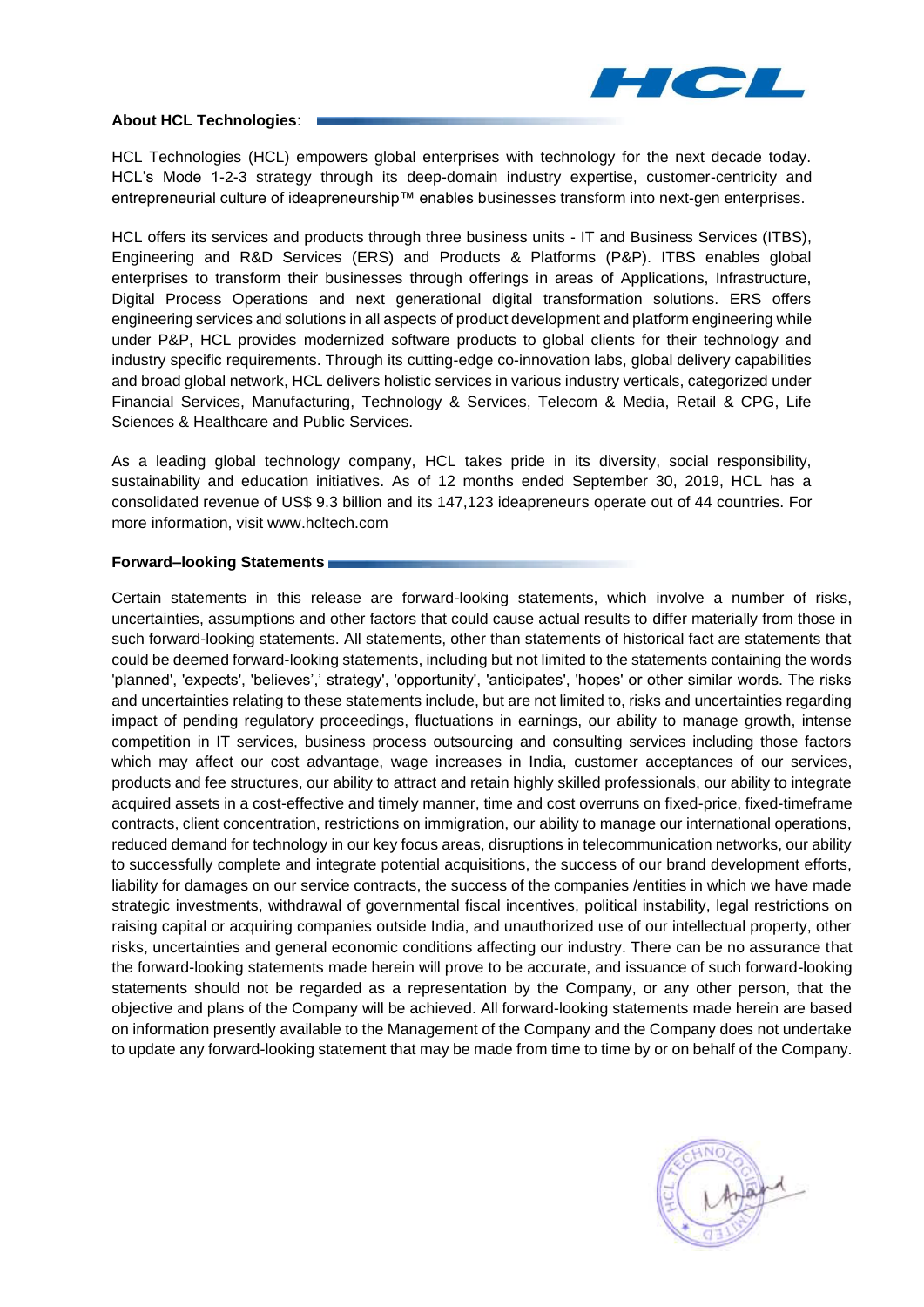**About HCL Technologies**:

HCL Technologies (HCL) empowers global enterprises with technology for the next decade today. HCL's Mode 1-2-3 strategy through its deep-domain industry expertise, customer-centricity and entrepreneurial culture of ideapreneurship™ enables businesses transform into next-gen enterprises.

HCL offers its services and products through three business units - IT and Business Services (ITBS), Engineering and R&D Services (ERS) and Products & Platforms (P&P). ITBS enables global enterprises to transform their businesses through offerings in areas of Applications, Infrastructure, Digital Process Operations and next generational digital transformation solutions. ERS offers engineering services and solutions in all aspects of product development and platform engineering while under P&P, HCL provides modernized software products to global clients for their technology and industry specific requirements. Through its cutting-edge co-innovation labs, global delivery capabilities and broad global network, HCL delivers holistic services in various industry verticals, categorized under Financial Services, Manufacturing, Technology & Services, Telecom & Media, Retail & CPG, Life Sciences & Healthcare and Public Services.

As a leading global technology company, HCL takes pride in its diversity, social responsibility, sustainability and education initiatives. As of 12 months ended September 30, 2019, HCL has a consolidated revenue of US$ 9.3 billion and its 147,123 ideapreneurs operate out of 44 countries. For more information, visit www.hcltech.com

**Forward–looking Statements**

Certain statements in this release are forward-looking statements, which involve a number of risks, uncertainties, assumptions and other factors that could cause actual results to differ materially from those in such forward-looking statements. All statements, other than statements of historical fact are statements that could be deemed forward-looking statements, including but not limited to the statements containing the words 'planned', 'expects', 'believes',' strategy', 'opportunity', 'anticipates', 'hopes' or other similar words. The risks and uncertainties relating to these statements include, but are not limited to, risks and uncertainties regarding impact of pending regulatory proceedings, fluctuations in earnings, our ability to manage growth, intense competition in IT services, business process outsourcing and consulting services including those factors which may affect our cost advantage, wage increases in India, customer acceptances of our services, products and fee structures, our ability to attract and retain highly skilled professionals, our ability to integrate acquired assets in a cost-effective and timely manner, time and cost overruns on fixed-price, fixed-timeframe contracts, client concentration, restrictions on immigration, our ability to manage our international operations, reduced demand for technology in our key focus areas, disruptions in telecommunication networks, our ability to successfully complete and integrate potential acquisitions, the success of our brand development efforts, liability for damages on our service contracts, the success of the companies /entities in which we have made strategic investments, withdrawal of governmental fiscal incentives, political instability, legal restrictions on raising capital or acquiring companies outside India, and unauthorized use of our intellectual property, other risks, uncertainties and general economic conditions affecting our industry. There can be no assurance that the forward-looking statements made herein will prove to be accurate, and issuance of such forward-looking statements should not be regarded as a representation by the Company, or any other person, that the objective and plans of the Company will be achieved. All forward-looking statements made herein are based on information presently available to the Management of the Company and the Company does not undertake to update any forward-looking statement that may be made from time to time by or on behalf of the Company.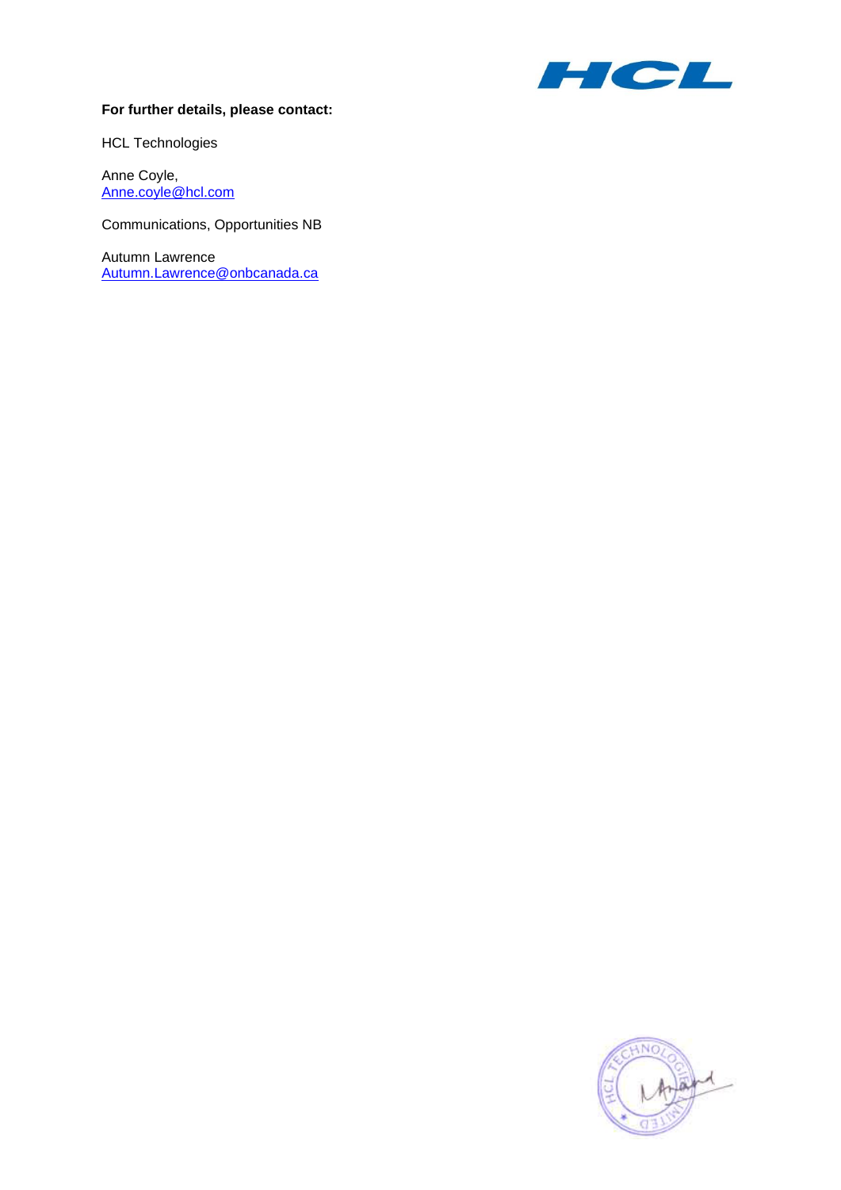**For further details, please contact:**

HCL Technologies

Anne Coyle,
Anne.coyle@hcl.com

Communications, Opportunities NB

Autumn Lawrence
Autumn.Lawrence@onbcanada.ca